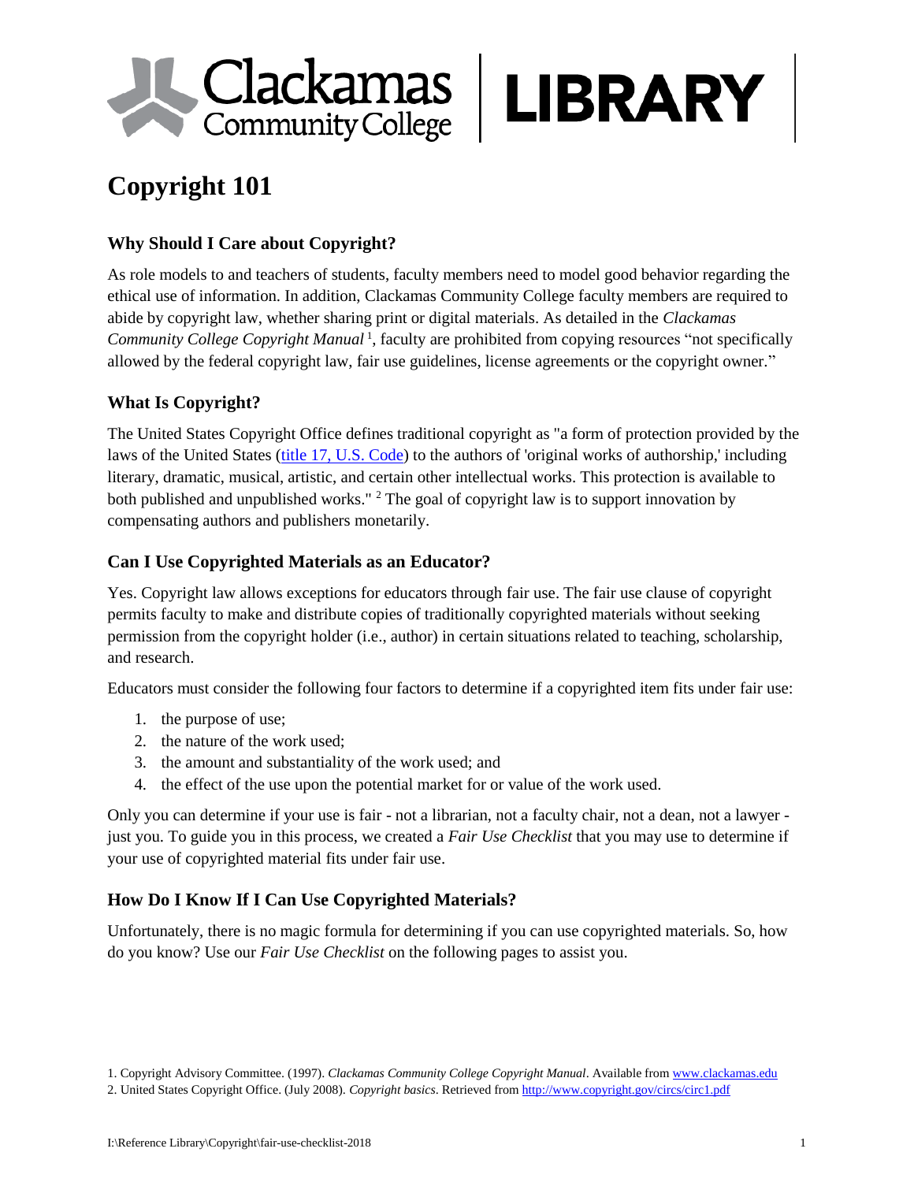Clackamas Community College | LIBRARY

# Copyright 101

## Why Should I Care about Copyright?

As role models to and teachers of students, faculty members need to model good behavior regarding the ethical use of information. In addition, Clackamas Community College faculty members are required to abide by copyright law, whether sharing print or digital materials. As detailed in the *Clackamas Community College Copyright Manual* [1], faculty are prohibited from copying resources "not specifically allowed by the federal copyright law, fair use guidelines, license agreements or the copyright owner."

## What Is Copyright?

The United States Copyright Office defines traditional copyright as "a form of protection provided by the laws of the United States (title 17, U.S. Code) to the authors of 'original works of authorship,' including literary, dramatic, musical, artistic, and certain other intellectual works. This protection is available to both published and unpublished works." [2] The goal of copyright law is to support innovation by compensating authors and publishers monetarily.

## Can I Use Copyrighted Materials as an Educator?

Yes. Copyright law allows exceptions for educators through fair use. The fair use clause of copyright permits faculty to make and distribute copies of traditionally copyrighted materials without seeking permission from the copyright holder (i.e., author) in certain situations related to teaching, scholarship, and research.

Educators must consider the following four factors to determine if a copyrighted item fits under fair use:

1. the purpose of use;
2. the nature of the work used;
3. the amount and substantiality of the work used; and
4. the effect of the use upon the potential market for or value of the work used.

Only you can determine if your use is fair - not a librarian, not a faculty chair, not a dean, not a lawyer - just you. To guide you in this process, we created a *Fair Use Checklist* that you may use to determine if your use of copyrighted material fits under fair use.

## How Do I Know If I Can Use Copyrighted Materials?

Unfortunately, there is no magic formula for determining if you can use copyrighted materials. So, how do you know? Use our *Fair Use Checklist* on the following pages to assist you.

1. Copyright Advisory Committee. (1997). *Clackamas Community College Copyright Manual*. Available from www.clackamas.edu

2. United States Copyright Office. (July 2008). *Copyright basics*. Retrieved from http://www.copyright.gov/circs/circ1.pdf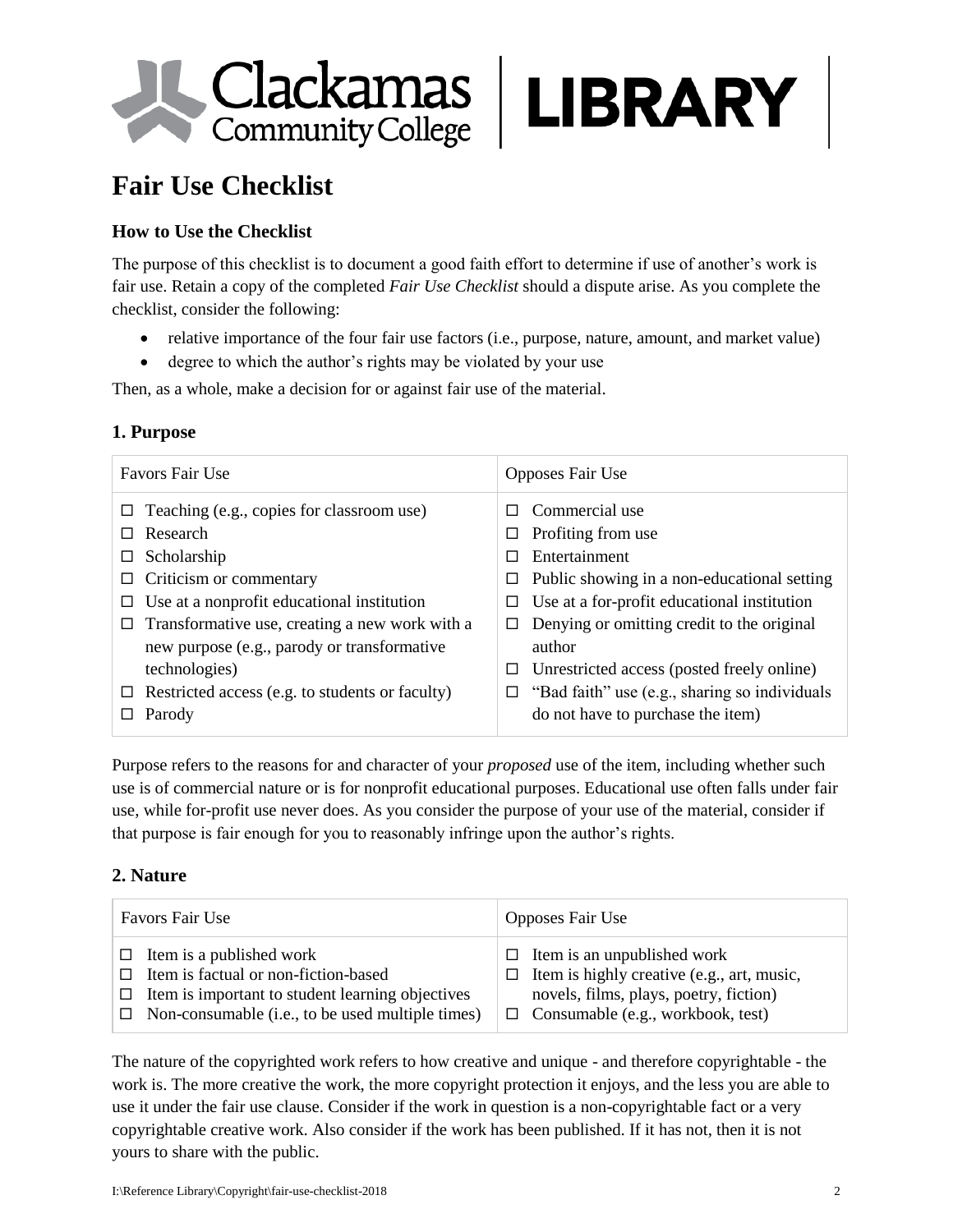Clackamas Community College | LIBRARY

# Fair Use Checklist

### How to Use the Checklist

The purpose of this checklist is to document a good faith effort to determine if use of another's work is fair use. Retain a copy of the completed *Fair Use Checklist* should a dispute arise. As you complete the checklist, consider the following:

- relative importance of the four fair use factors (i.e., purpose, nature, amount, and market value)
- degree to which the author's rights may be violated by your use

Then, as a whole, make a decision for or against fair use of the material.

### 1. Purpose

| Favors Fair Use | Opposes Fair Use |
|---|---|
| ☐ Teaching (e.g., copies for classroom use)<br>☐ Research<br>☐ Scholarship<br>☐ Criticism or commentary<br>☐ Use at a nonprofit educational institution<br>☐ Transformative use, creating a new work with a new purpose (e.g., parody or transformative technologies)<br>☐ Restricted access (e.g. to students or faculty)<br>☐ Parody | ☐ Commercial use<br>☐ Profiting from use<br>☐ Entertainment<br>☐ Public showing in a non-educational setting<br>☐ Use at a for-profit educational institution<br>☐ Denying or omitting credit to the original author<br>☐ Unrestricted access (posted freely online)<br>☐ "Bad faith" use (e.g., sharing so individuals do not have to purchase the item) |

Purpose refers to the reasons for and character of your *proposed* use of the item, including whether such use is of commercial nature or is for nonprofit educational purposes. Educational use often falls under fair use, while for-profit use never does. As you consider the purpose of your use of the material, consider if that purpose is fair enough for you to reasonably infringe upon the author's rights.

### 2. Nature

| Favors Fair Use | Opposes Fair Use |
|---|---|
| ☐ Item is a published work<br>☐ Item is factual or non-fiction-based<br>☐ Item is important to student learning objectives<br>☐ Non-consumable (i.e., to be used multiple times) | ☐ Item is an unpublished work<br>☐ Item is highly creative (e.g., art, music, novels, films, plays, poetry, fiction)<br>☐ Consumable (e.g., workbook, test) |

The nature of the copyrighted work refers to how creative and unique - and therefore copyrightable - the work is. The more creative the work, the more copyright protection it enjoys, and the less you are able to use it under the fair use clause. Consider if the work in question is a non-copyrightable fact or a very copyrightable creative work. Also consider if the work has been published. If it has not, then it is not yours to share with the public.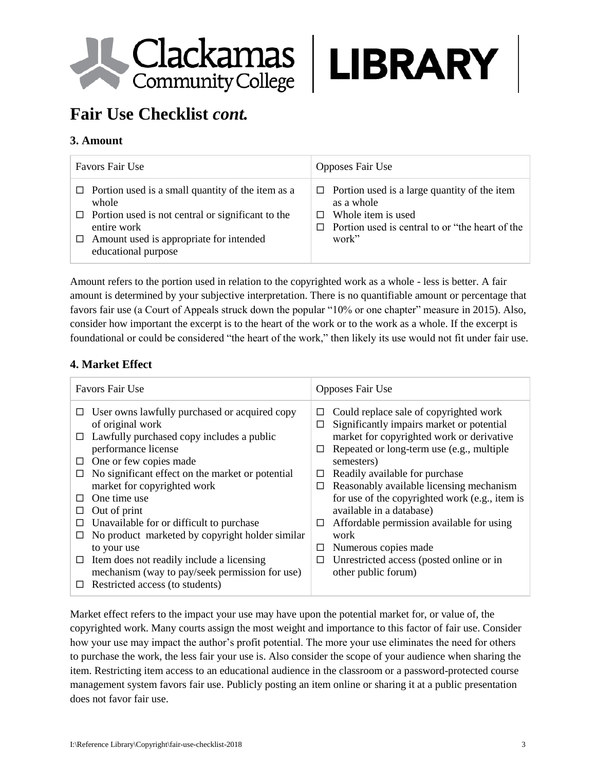# Fair Use Checklist *cont.*

### 3. Amount

| Favors Fair Use | Opposes Fair Use |
|---|---|
| ☐ Portion used is a small quantity of the item as a whole<br>☐ Portion used is not central or significant to the entire work<br>☐ Amount used is appropriate for intended educational purpose | ☐ Portion used is a large quantity of the item as a whole<br>☐ Whole item is used<br>☐ Portion used is central to or "the heart of the work" |

Amount refers to the portion used in relation to the copyrighted work as a whole - less is better. A fair amount is determined by your subjective interpretation. There is no quantifiable amount or percentage that favors fair use (a Court of Appeals struck down the popular "10% or one chapter" measure in 2015). Also, consider how important the excerpt is to the heart of the work or to the work as a whole. If the excerpt is foundational or could be considered "the heart of the work," then likely its use would not fit under fair use.

### 4. Market Effect

| Favors Fair Use | Opposes Fair Use |
|---|---|
| ☐ User owns lawfully purchased or acquired copy of original work<br>☐ Lawfully purchased copy includes a public performance license<br>☐ One or few copies made<br>☐ No significant effect on the market or potential market for copyrighted work<br>☐ One time use<br>☐ Out of print<br>☐ Unavailable for or difficult to purchase<br>☐ No product marketed by copyright holder similar to your use<br>☐ Item does not readily include a licensing mechanism (way to pay/seek permission for use)<br>☐ Restricted access (to students) | ☐ Could replace sale of copyrighted work<br>☐ Significantly impairs market or potential market for copyrighted work or derivative<br>☐ Repeated or long-term use (e.g., multiple semesters)<br>☐ Readily available for purchase<br>☐ Reasonably available licensing mechanism for use of the copyrighted work (e.g., item is available in a database)<br>☐ Affordable permission available for using work<br>☐ Numerous copies made<br>☐ Unrestricted access (posted online or in other public forum) |

Market effect refers to the impact your use may have upon the potential market for, or value of, the copyrighted work. Many courts assign the most weight and importance to this factor of fair use. Consider how your use may impact the author's profit potential. The more your use eliminates the need for others to purchase the work, the less fair your use is. Also consider the scope of your audience when sharing the item. Restricting item access to an educational audience in the classroom or a password-protected course management system favors fair use. Publicly posting an item online or sharing it at a public presentation does not favor fair use.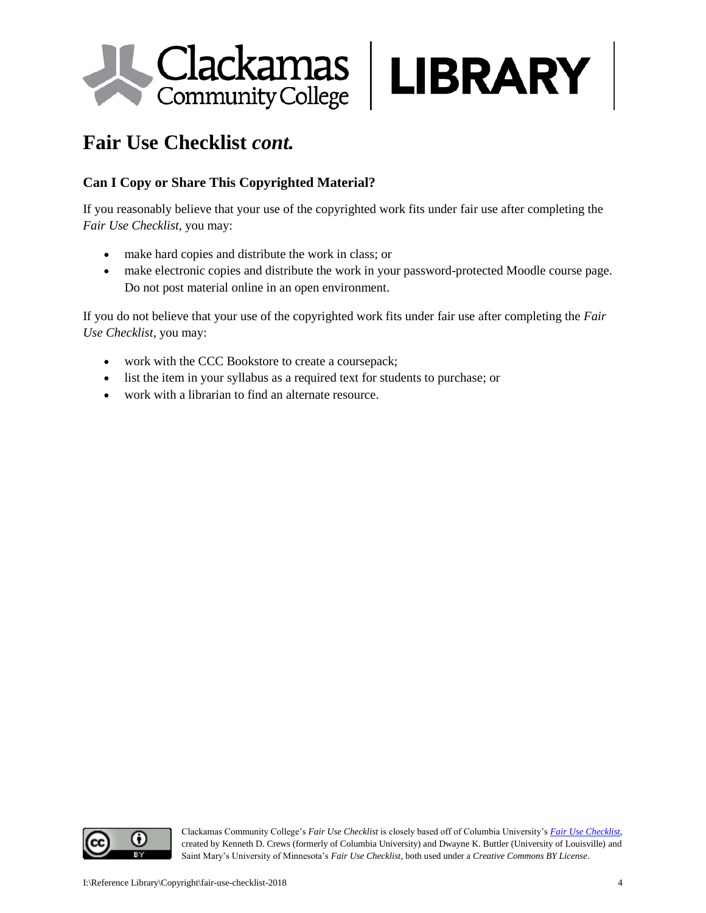# Fair Use Checklist *cont.*

### Can I Copy or Share This Copyrighted Material?

If you reasonably believe that your use of the copyrighted work fits under fair use after completing the *Fair Use Checklist*, you may:

- make hard copies and distribute the work in class; or
- make electronic copies and distribute the work in your password-protected Moodle course page. Do not post material online in an open environment.

If you do not believe that your use of the copyrighted work fits under fair use after completing the *Fair Use Checklist*, you may:

- work with the CCC Bookstore to create a coursepack;
- list the item in your syllabus as a required text for students to purchase; or
- work with a librarian to find an alternate resource.

Clackamas Community College's *Fair Use Checklist* is closely based off of Columbia University's *Fair Use Checklist*, created by Kenneth D. Crews (formerly of Columbia University) and Dwayne K. Buttler (University of Louisville) and Saint Mary's University of Minnesota's *Fair Use Checklist*, both used under a *Creative Commons BY License*.

I:\Reference Library\Copyright\fair-use-checklist-2018